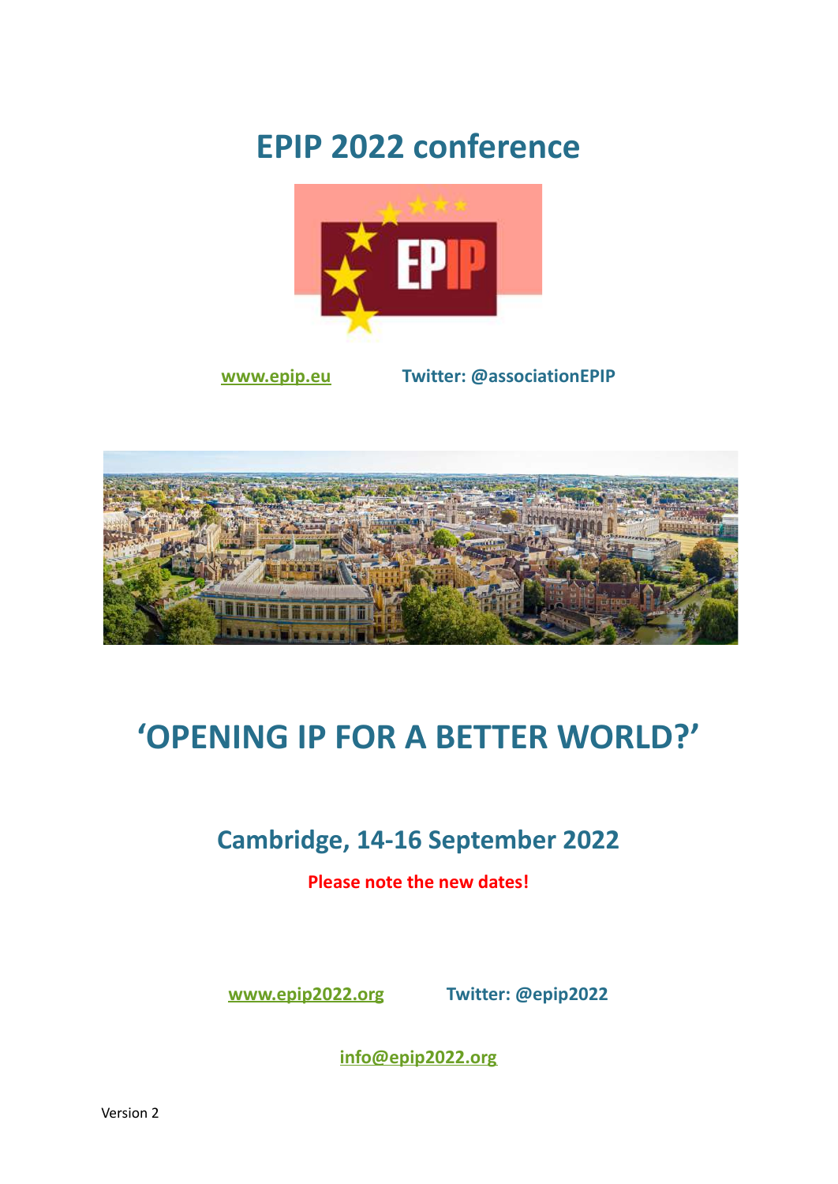# EPIP 2022 conference

[www.epip.eu](http://www.epip.eu) Twitter: @associationEPIP

# 'OPENING IP FOR A BETTER WORLD?'

## Cambridge, 14-16 September 2022

**Please note the new dates!**

[www.epip2022.org](http://www.epip2022.org) Twitter: @epip2022

[info@epip2022.org](mailto:info@epip2022.org)

Version 2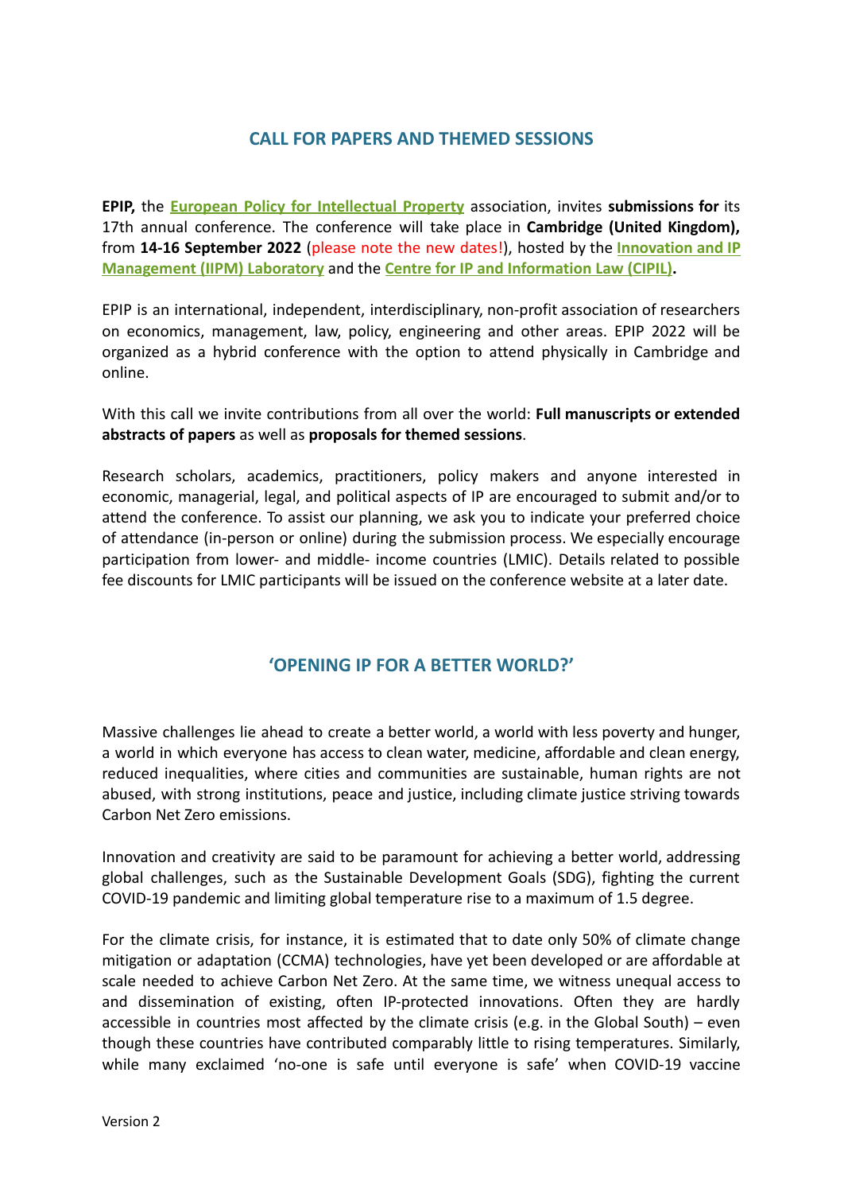## CALL FOR PAPERS AND THEMED SESSIONS

**EPIP,** the **European Policy for Intellectual Property** association, invites **submissions for** its 17th annual conference. The conference will take place in **Cambridge (United Kingdom),** from **14-16 September 2022** (please note the new dates!), hosted by the **Innovation and IP Management (IIPM) Laboratory** and the **Centre for IP and Information Law (CIPIL).**

EPIP is an international, independent, interdisciplinary, non-profit association of researchers on economics, management, law, policy, engineering and other areas. EPIP 2022 will be organized as a hybrid conference with the option to attend physically in Cambridge and online.

With this call we invite contributions from all over the world: **Full manuscripts or extended abstracts of papers** as well as **proposals for themed sessions**.

Research scholars, academics, practitioners, policy makers and anyone interested in economic, managerial, legal, and political aspects of IP are encouraged to submit and/or to attend the conference. To assist our planning, we ask you to indicate your preferred choice of attendance (in-person or online) during the submission process. We especially encourage participation from lower- and middle- income countries (LMIC). Details related to possible fee discounts for LMIC participants will be issued on the conference website at a later date.

## 'OPENING IP FOR A BETTER WORLD?'

Massive challenges lie ahead to create a better world, a world with less poverty and hunger, a world in which everyone has access to clean water, medicine, affordable and clean energy, reduced inequalities, where cities and communities are sustainable, human rights are not abused, with strong institutions, peace and justice, including climate justice striving towards Carbon Net Zero emissions.

Innovation and creativity are said to be paramount for achieving a better world, addressing global challenges, such as the Sustainable Development Goals (SDG), fighting the current COVID-19 pandemic and limiting global temperature rise to a maximum of 1.5 degree.

For the climate crisis, for instance, it is estimated that to date only 50% of climate change mitigation or adaptation (CCMA) technologies, have yet been developed or are affordable at scale needed to achieve Carbon Net Zero. At the same time, we witness unequal access to and dissemination of existing, often IP-protected innovations. Often they are hardly accessible in countries most affected by the climate crisis (e.g. in the Global South) – even though these countries have contributed comparably little to rising temperatures. Similarly, while many exclaimed 'no-one is safe until everyone is safe' when COVID-19 vaccine

Version 2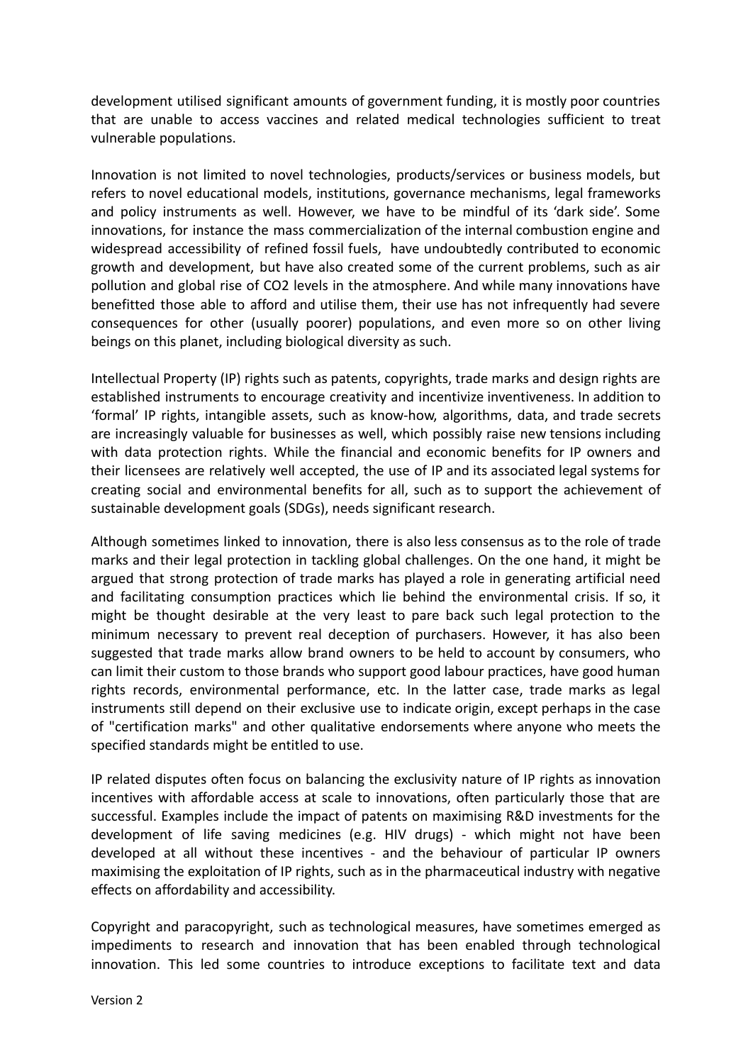development utilised significant amounts of government funding, it is mostly poor countries that are unable to access vaccines and related medical technologies sufficient to treat vulnerable populations.

Innovation is not limited to novel technologies, products/services or business models, but refers to novel educational models, institutions, governance mechanisms, legal frameworks and policy instruments as well. However, we have to be mindful of its 'dark side'. Some innovations, for instance the mass commercialization of the internal combustion engine and widespread accessibility of refined fossil fuels, have undoubtedly contributed to economic growth and development, but have also created some of the current problems, such as air pollution and global rise of CO2 levels in the atmosphere. And while many innovations have benefitted those able to afford and utilise them, their use has not infrequently had severe consequences for other (usually poorer) populations, and even more so on other living beings on this planet, including biological diversity as such.

Intellectual Property (IP) rights such as patents, copyrights, trade marks and design rights are established instruments to encourage creativity and incentivize inventiveness. In addition to 'formal' IP rights, intangible assets, such as know-how, algorithms, data, and trade secrets are increasingly valuable for businesses as well, which possibly raise new tensions including with data protection rights. While the financial and economic benefits for IP owners and their licensees are relatively well accepted, the use of IP and its associated legal systems for creating social and environmental benefits for all, such as to support the achievement of sustainable development goals (SDGs), needs significant research.

Although sometimes linked to innovation, there is also less consensus as to the role of trade marks and their legal protection in tackling global challenges. On the one hand, it might be argued that strong protection of trade marks has played a role in generating artificial need and facilitating consumption practices which lie behind the environmental crisis. If so, it might be thought desirable at the very least to pare back such legal protection to the minimum necessary to prevent real deception of purchasers. However, it has also been suggested that trade marks allow brand owners to be held to account by consumers, who can limit their custom to those brands who support good labour practices, have good human rights records, environmental performance, etc. In the latter case, trade marks as legal instruments still depend on their exclusive use to indicate origin, except perhaps in the case of "certification marks" and other qualitative endorsements where anyone who meets the specified standards might be entitled to use.

IP related disputes often focus on balancing the exclusivity nature of IP rights as innovation incentives with affordable access at scale to innovations, often particularly those that are successful. Examples include the impact of patents on maximising R&D investments for the development of life saving medicines (e.g. HIV drugs) - which might not have been developed at all without these incentives - and the behaviour of particular IP owners maximising the exploitation of IP rights, such as in the pharmaceutical industry with negative effects on affordability and accessibility.

Copyright and paracopyright, such as technological measures, have sometimes emerged as impediments to research and innovation that has been enabled through technological innovation. This led some countries to introduce exceptions to facilitate text and data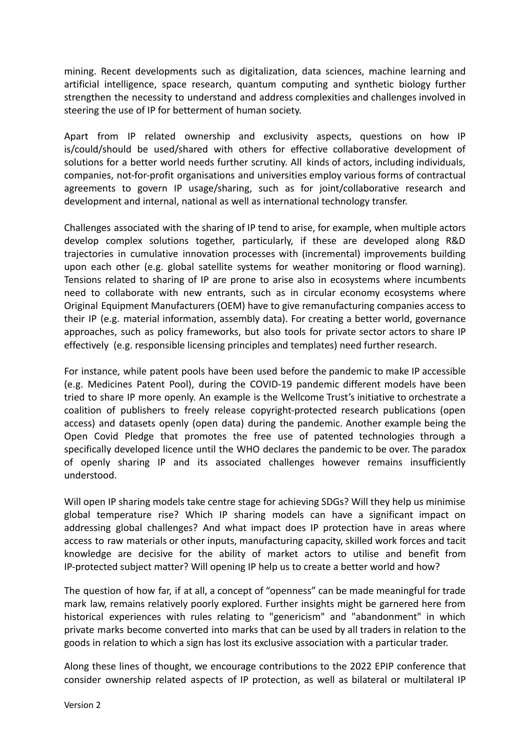mining. Recent developments such as digitalization, data sciences, machine learning and artificial intelligence, space research, quantum computing and synthetic biology further strengthen the necessity to understand and address complexities and challenges involved in steering the use of IP for betterment of human society.

Apart from IP related ownership and exclusivity aspects, questions on how IP is/could/should be used/shared with others for effective collaborative development of solutions for a better world needs further scrutiny. All kinds of actors, including individuals, companies, not-for-profit organisations and universities employ various forms of contractual agreements to govern IP usage/sharing, such as for joint/collaborative research and development and internal, national as well as international technology transfer.

Challenges associated with the sharing of IP tend to arise, for example, when multiple actors develop complex solutions together, particularly, if these are developed along R&D trajectories in cumulative innovation processes with (incremental) improvements building upon each other (e.g. global satellite systems for weather monitoring or flood warning). Tensions related to sharing of IP are prone to arise also in ecosystems where incumbents need to collaborate with new entrants, such as in circular economy ecosystems where Original Equipment Manufacturers (OEM) have to give remanufacturing companies access to their IP (e.g. material information, assembly data). For creating a better world, governance approaches, such as policy frameworks, but also tools for private sector actors to share IP effectively (e.g. responsible licensing principles and templates) need further research.

For instance, while patent pools have been used before the pandemic to make IP accessible (e.g. Medicines Patent Pool), during the COVID-19 pandemic different models have been tried to share IP more openly. An example is the Wellcome Trust's initiative to orchestrate a coalition of publishers to freely release copyright-protected research publications (open access) and datasets openly (open data) during the pandemic. Another example being the Open Covid Pledge that promotes the free use of patented technologies through a specifically developed licence until the WHO declares the pandemic to be over. The paradox of openly sharing IP and its associated challenges however remains insufficiently understood.

Will open IP sharing models take centre stage for achieving SDGs? Will they help us minimise global temperature rise? Which IP sharing models can have a significant impact on addressing global challenges? And what impact does IP protection have in areas where access to raw materials or other inputs, manufacturing capacity, skilled work forces and tacit knowledge are decisive for the ability of market actors to utilise and benefit from IP-protected subject matter? Will opening IP help us to create a better world and how?

The question of how far, if at all, a concept of "openness" can be made meaningful for trade mark law, remains relatively poorly explored. Further insights might be garnered here from historical experiences with rules relating to "genericism" and "abandonment" in which private marks become converted into marks that can be used by all traders in relation to the goods in relation to which a sign has lost its exclusive association with a particular trader.

Along these lines of thought, we encourage contributions to the 2022 EPIP conference that consider ownership related aspects of IP protection, as well as bilateral or multilateral IP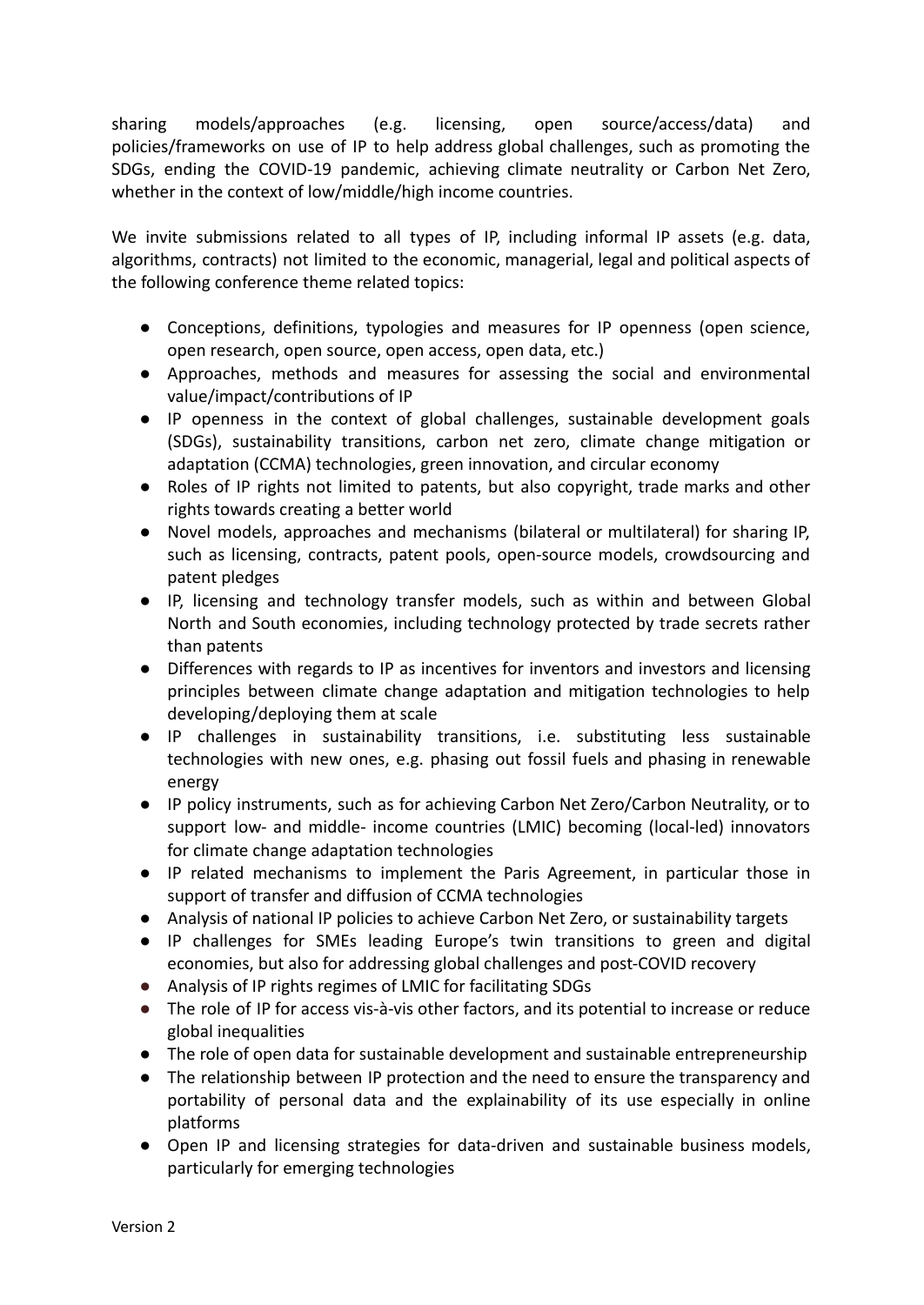sharing models/approaches (e.g. licensing, open source/access/data) and policies/frameworks on use of IP to help address global challenges, such as promoting the SDGs, ending the COVID-19 pandemic, achieving climate neutrality or Carbon Net Zero, whether in the context of low/middle/high income countries.

We invite submissions related to all types of IP, including informal IP assets (e.g. data, algorithms, contracts) not limited to the economic, managerial, legal and political aspects of the following conference theme related topics:

- Conceptions, definitions, typologies and measures for IP openness (open science, open research, open source, open access, open data, etc.)
- Approaches, methods and measures for assessing the social and environmental value/impact/contributions of IP
- IP openness in the context of global challenges, sustainable development goals (SDGs), sustainability transitions, carbon net zero, climate change mitigation or adaptation (CCMA) technologies, green innovation, and circular economy
- Roles of IP rights not limited to patents, but also copyright, trade marks and other rights towards creating a better world
- Novel models, approaches and mechanisms (bilateral or multilateral) for sharing IP, such as licensing, contracts, patent pools, open-source models, crowdsourcing and patent pledges
- IP, licensing and technology transfer models, such as within and between Global North and South economies, including technology protected by trade secrets rather than patents
- Differences with regards to IP as incentives for inventors and investors and licensing principles between climate change adaptation and mitigation technologies to help developing/deploying them at scale
- IP challenges in sustainability transitions, i.e. substituting less sustainable technologies with new ones, e.g. phasing out fossil fuels and phasing in renewable energy
- IP policy instruments, such as for achieving Carbon Net Zero/Carbon Neutrality, or to support low- and middle- income countries (LMIC) becoming (local-led) innovators for climate change adaptation technologies
- IP related mechanisms to implement the Paris Agreement, in particular those in support of transfer and diffusion of CCMA technologies
- Analysis of national IP policies to achieve Carbon Net Zero, or sustainability targets
- IP challenges for SMEs leading Europe's twin transitions to green and digital economies, but also for addressing global challenges and post-COVID recovery
- Analysis of IP rights regimes of LMIC for facilitating SDGs
- The role of IP for access vis-à-vis other factors, and its potential to increase or reduce global inequalities
- The role of open data for sustainable development and sustainable entrepreneurship
- The relationship between IP protection and the need to ensure the transparency and portability of personal data and the explainability of its use especially in online platforms
- Open IP and licensing strategies for data-driven and sustainable business models, particularly for emerging technologies

Version 2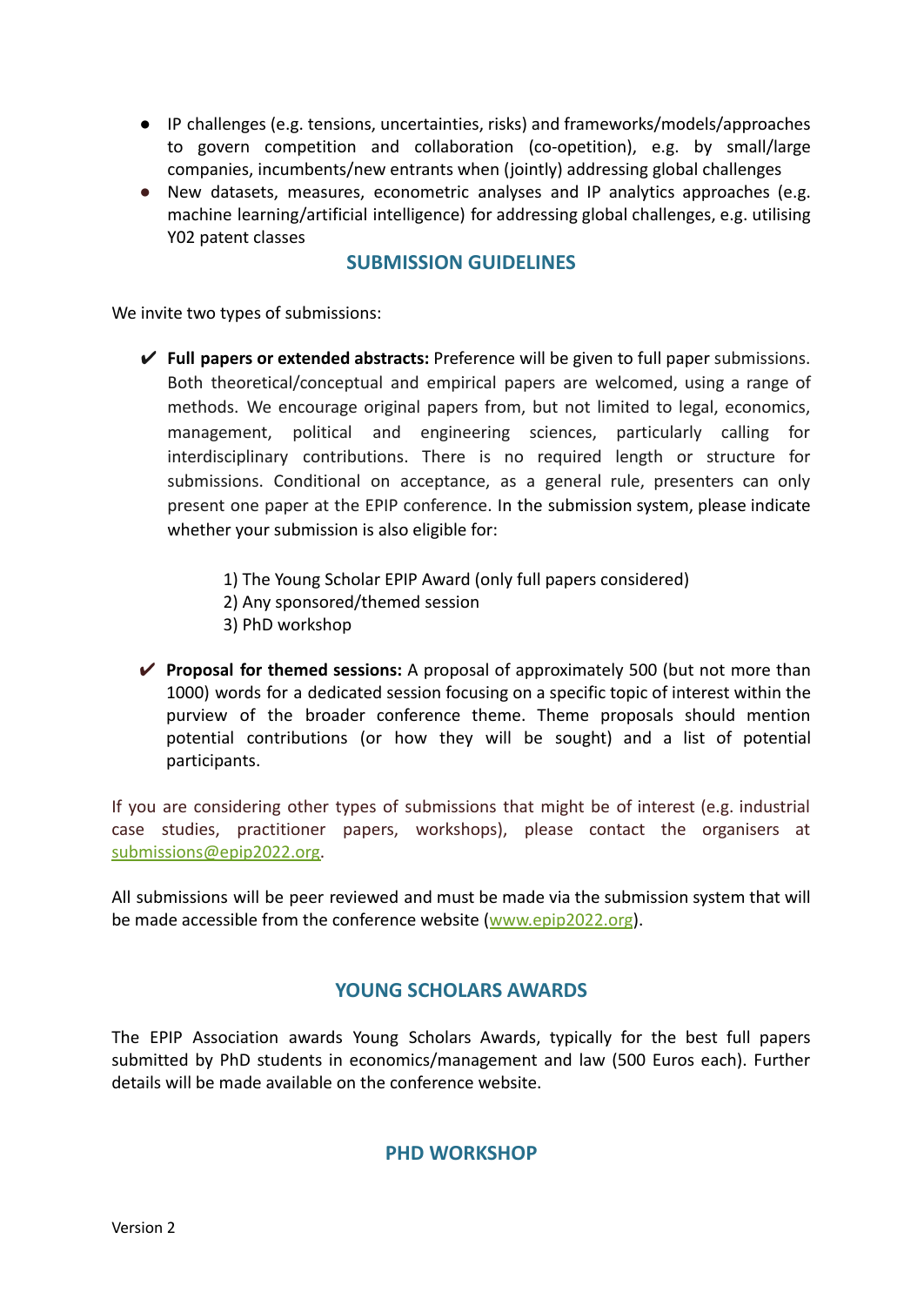- IP challenges (e.g. tensions, uncertainties, risks) and frameworks/models/approaches to govern competition and collaboration (co-opetition), e.g. by small/large companies, incumbents/new entrants when (jointly) addressing global challenges
- New datasets, measures, econometric analyses and IP analytics approaches (e.g. machine learning/artificial intelligence) for addressing global challenges, e.g. utilising Y02 patent classes

## SUBMISSION GUIDELINES

We invite two types of submissions:

✔ **Full papers or extended abstracts:** Preference will be given to full paper submissions. Both theoretical/conceptual and empirical papers are welcomed, using a range of methods. We encourage original papers from, but not limited to legal, economics, management, political and engineering sciences, particularly calling for interdisciplinary contributions. There is no required length or structure for submissions. Conditional on acceptance, as a general rule, presenters can only present one paper at the EPIP conference. In the submission system, please indicate whether your submission is also eligible for:

1) The Young Scholar EPIP Award (only full papers considered)
2) Any sponsored/themed session
3) PhD workshop

✔ **Proposal for themed sessions:** A proposal of approximately 500 (but not more than 1000) words for a dedicated session focusing on a specific topic of interest within the purview of the broader conference theme. Theme proposals should mention potential contributions (or how they will be sought) and a list of potential participants.

If you are considering other types of submissions that might be of interest (e.g. industrial case studies, practitioner papers, workshops), please contact the organisers at submissions@epip2022.org.

All submissions will be peer reviewed and must be made via the submission system that will be made accessible from the conference website (www.epip2022.org).

## YOUNG SCHOLARS AWARDS

The EPIP Association awards Young Scholars Awards, typically for the best full papers submitted by PhD students in economics/management and law (500 Euros each). Further details will be made available on the conference website.

## PHD WORKSHOP

Version 2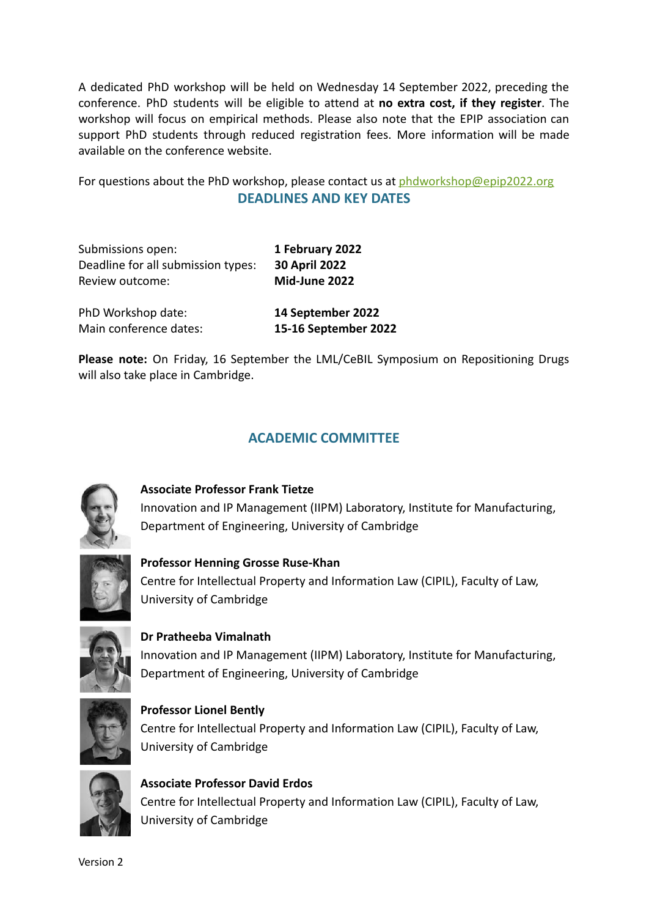A dedicated PhD workshop will be held on Wednesday 14 September 2022, preceding the conference. PhD students will be eligible to attend at **no extra cost, if they register**. The workshop will focus on empirical methods. Please also note that the EPIP association can support PhD students through reduced registration fees. More information will be made available on the conference website.

For questions about the PhD workshop, please contact us at phdworkshop@epip2022.org

## DEADLINES AND KEY DATES

| | |
|---|---|
| Submissions open: | **1 February 2022** |
| Deadline for all submission types: | **30 April 2022** |
| Review outcome: | **Mid-June 2022** |
| PhD Workshop date: | **14 September 2022** |
| Main conference dates: | **15-16 September 2022** |

**Please note:** On Friday, 16 September the LML/CeBIL Symposium on Repositioning Drugs will also take place in Cambridge.

## ACADEMIC COMMITTEE

**Associate Professor Frank Tietze**
Innovation and IP Management (IIPM) Laboratory, Institute for Manufacturing, Department of Engineering, University of Cambridge

**Professor Henning Grosse Ruse-Khan**
Centre for Intellectual Property and Information Law (CIPIL), Faculty of Law, University of Cambridge

**Dr Pratheeba Vimalnath**
Innovation and IP Management (IIPM) Laboratory, Institute for Manufacturing, Department of Engineering, University of Cambridge

**Professor Lionel Bently**
Centre for Intellectual Property and Information Law (CIPIL), Faculty of Law, University of Cambridge

**Associate Professor David Erdos**
Centre for Intellectual Property and Information Law (CIPIL), Faculty of Law, University of Cambridge

Version 2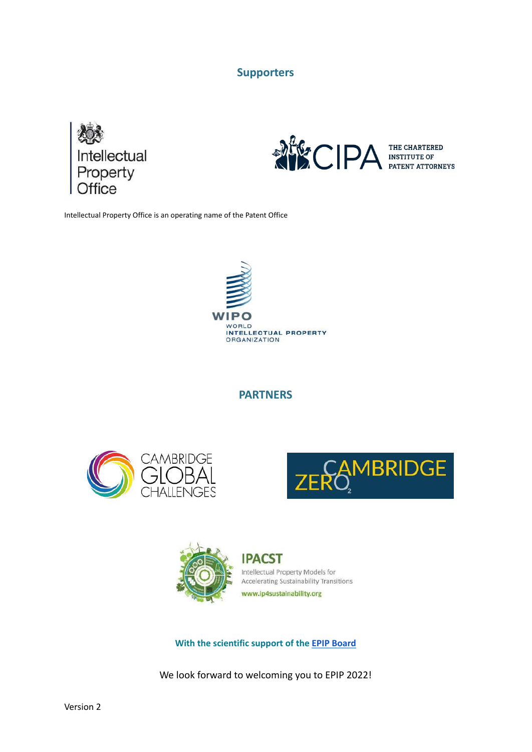## Supporters

Intellectual Property Office

THE CHARTERED INSTITUTE OF PATENT ATTORNEYS

Intellectual Property Office is an operating name of the Patent Office

WIPO WORLD INTELLECTUAL PROPERTY ORGANIZATION

## PARTNERS

CAMBRIDGE GLOBAL CHALLENGES

CAMBRIDGE ZERO

IPACST
Intellectual Property Models for Accelerating Sustainability Transitions
www.ip4sustainability.org

**With the scientific support of the EPIP Board**

We look forward to welcoming you to EPIP 2022!

Version 2